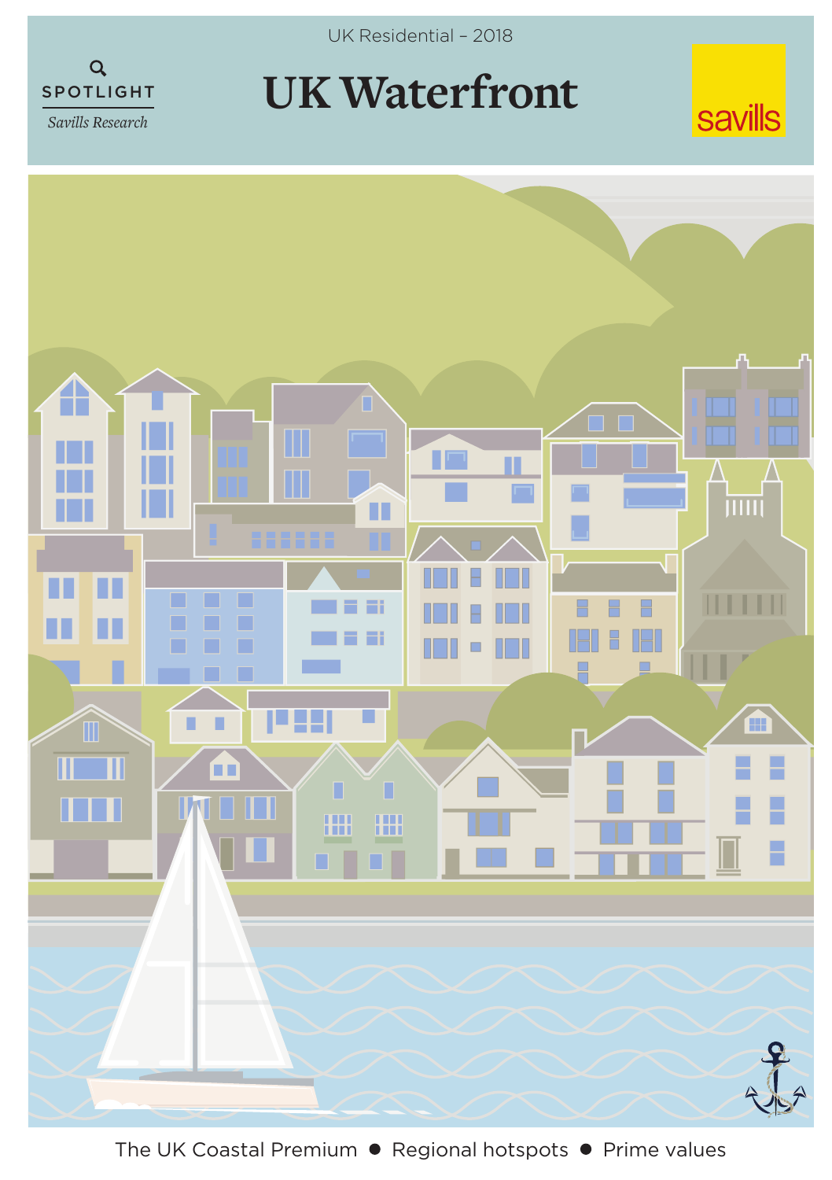UK Residential – 2018

SPOTLIGHT

*Savills Research*

# UK Waterfront

savills

The UK Coastal Premium ● Regional hotspots ● Prime values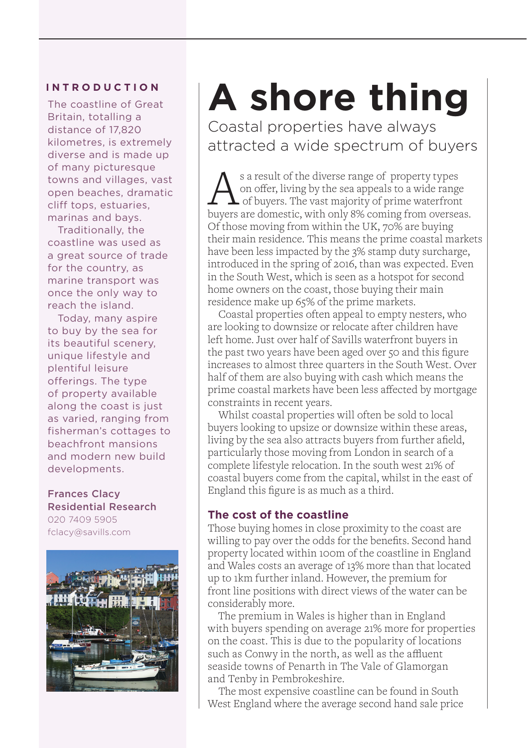# A shore thing

Coastal properties have always attracted a wide spectrum of buyers

## INTRODUCTION

The coastline of Great Britain, totalling a distance of 17,820 kilometres, is extremely diverse and is made up of many picturesque towns and villages, vast open beaches, dramatic cliff tops, estuaries, marinas and bays.

Traditionally, the coastline was used as a great source of trade for the country, as marine transport was once the only way to reach the island.

Today, many aspire to buy by the sea for its beautiful scenery, unique lifestyle and plentiful leisure offerings. The type of property available along the coast is just as varied, ranging from fisherman's cottages to beachfront mansions and modern new build developments.

**Frances Clacy**
**Residential Research**
020 7409 5905
fclacy@savills.com

As a result of the diverse range of property types on offer, living by the sea appeals to a wide range of buyers. The vast majority of prime waterfront buyers are domestic, with only 8% coming from overseas. Of those moving from within the UK, 70% are buying their main residence. This means the prime coastal markets have been less impacted by the 3% stamp duty surcharge, introduced in the spring of 2016, than was expected. Even in the South West, which is seen as a hotspot for second home owners on the coast, those buying their main residence make up 65% of the prime markets.

Coastal properties often appeal to empty nesters, who are looking to downsize or relocate after children have left home. Just over half of Savills waterfront buyers in the past two years have been aged over 50 and this figure increases to almost three quarters in the South West. Over half of them are also buying with cash which means the prime coastal markets have been less affected by mortgage constraints in recent years.

Whilst coastal properties will often be sold to local buyers looking to upsize or downsize within these areas, living by the sea also attracts buyers from further afield, particularly those moving from London in search of a complete lifestyle relocation. In the south west 21% of coastal buyers come from the capital, whilst in the east of England this figure is as much as a third.

### The cost of the coastline

Those buying homes in close proximity to the coast are willing to pay over the odds for the benefits. Second hand property located within 100m of the coastline in England and Wales costs an average of 13% more than that located up to 1km further inland. However, the premium for front line positions with direct views of the water can be considerably more.

The premium in Wales is higher than in England with buyers spending on average 21% more for properties on the coast. This is due to the popularity of locations such as Conwy in the north, as well as the affluent seaside towns of Penarth in The Vale of Glamorgan and Tenby in Pembrokeshire.

The most expensive coastline can be found in South West England where the average second hand sale price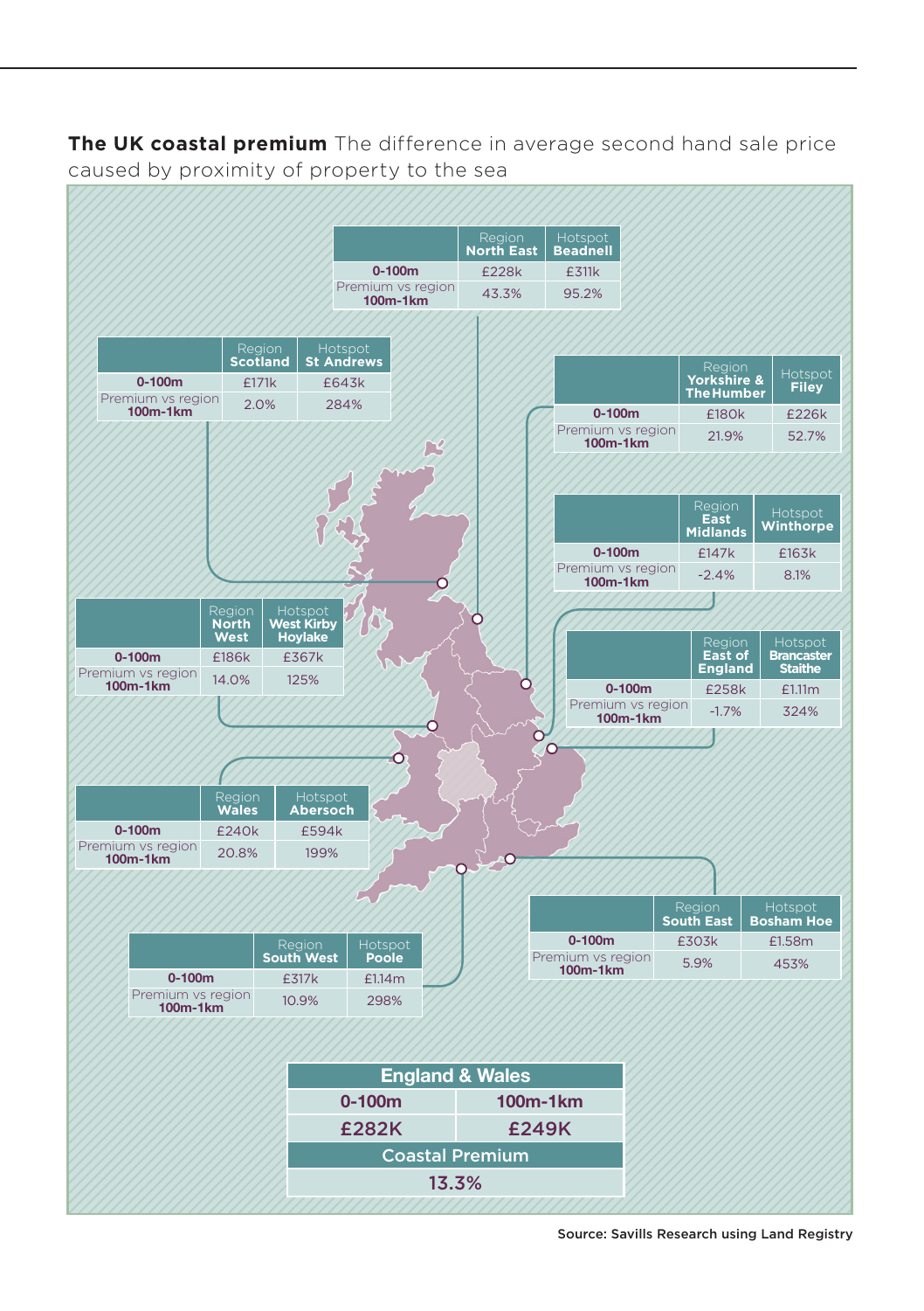**The UK coastal premium** The difference in average second hand sale price caused by proximity of property to the sea

| | Region North East | Hotspot Beadnell |
|---|---|---|
| 0-100m | £228k | £311k |
| Premium vs region 100m-1km | 43.3% | 95.2% |

| | Region Scotland | Hotspot St Andrews |
|---|---|---|
| 0-100m | £171k | £643k |
| Premium vs region 100m-1km | 2.0% | 284% |

| | Region Yorkshire & The Humber | Hotspot Filey |
|---|---|---|
| 0-100m | £180k | £226k |
| Premium vs region 100m-1km | 21.9% | 52.7% |

| | Region East Midlands | Hotspot Winthorpe |
|---|---|---|
| 0-100m | £147k | £163k |
| Premium vs region 100m-1km | -2.4% | 8.1% |

| | Region North West | Hotspot West Kirby Hoylake |
|---|---|---|
| 0-100m | £186k | £367k |
| Premium vs region 100m-1km | 14.0% | 125% |

| | Region East of England | Hotspot Brancaster Staithe |
|---|---|---|
| 0-100m | £258k | £1.11m |
| Premium vs region 100m-1km | -1.7% | 324% |

| | Region Wales | Hotspot Abersoch |
|---|---|---|
| 0-100m | £240k | £594k |
| Premium vs region 100m-1km | 20.8% | 199% |

| | Region South East | Hotspot Bosham Hoe |
|---|---|---|
| 0-100m | £303k | £1.58m |
| Premium vs region 100m-1km | 5.9% | 453% |

| | Region South West | Hotspot Poole |
|---|---|---|
| 0-100m | £317k | £1.14m |
| Premium vs region 100m-1km | 10.9% | 298% |

| England & Wales | |
|---|---|
| 0-100m | 100m-1km |
| £282K | £249K |
| Coastal Premium | |
| 13.3% | |

Source: Savills Research using Land Registry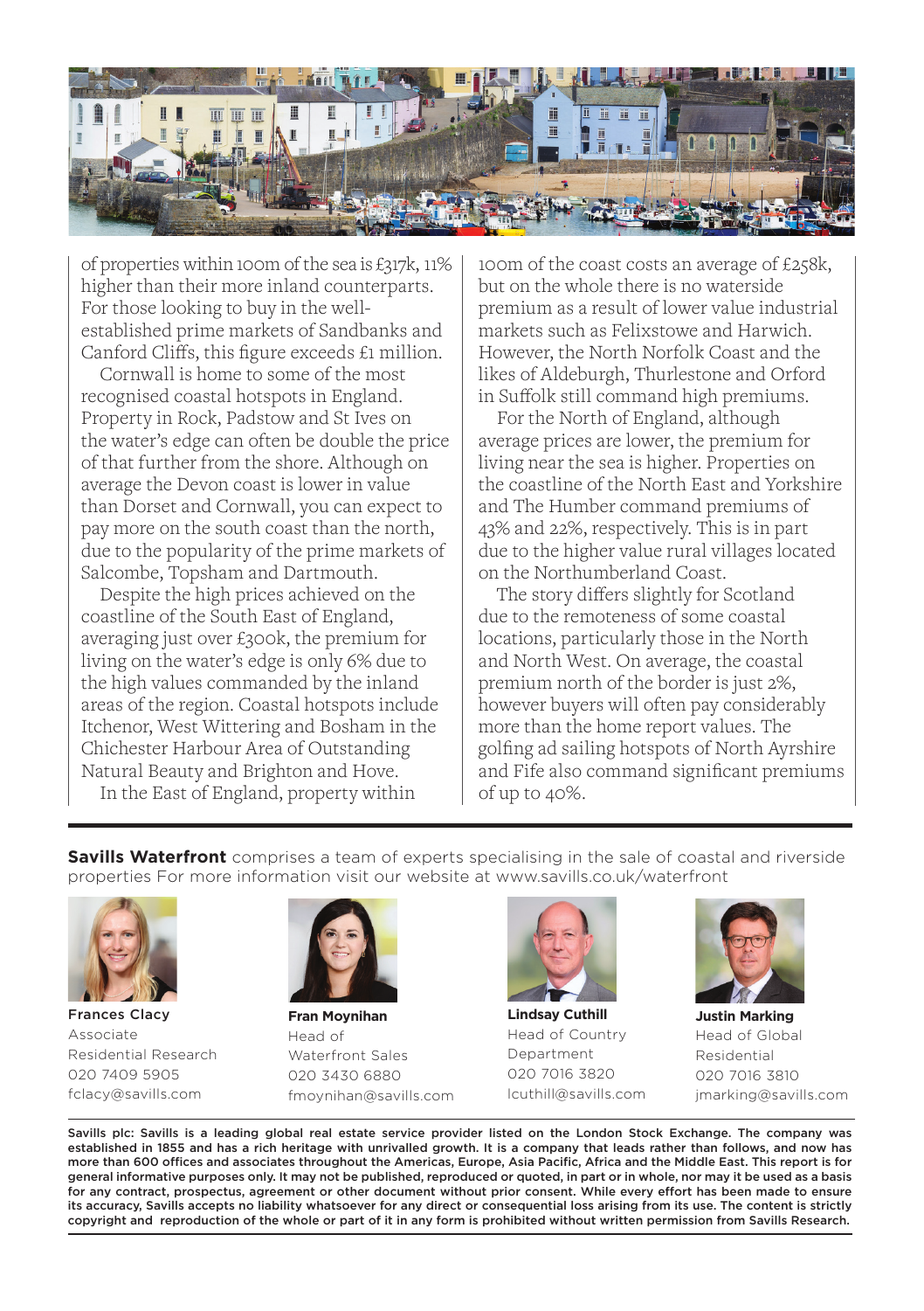of properties within 100m of the sea is £317k, 11% higher than their more inland counterparts. For those looking to buy in the well-established prime markets of Sandbanks and Canford Cliffs, this figure exceeds £1 million.

Cornwall is home to some of the most recognised coastal hotspots in England. Property in Rock, Padstow and St Ives on the water's edge can often be double the price of that further from the shore. Although on average the Devon coast is lower in value than Dorset and Cornwall, you can expect to pay more on the south coast than the north, due to the popularity of the prime markets of Salcombe, Topsham and Dartmouth.

Despite the high prices achieved on the coastline of the South East of England, averaging just over £300k, the premium for living on the water's edge is only 6% due to the high values commanded by the inland areas of the region. Coastal hotspots include Itchenor, West Wittering and Bosham in the Chichester Harbour Area of Outstanding Natural Beauty and Brighton and Hove.

In the East of England, property within 100m of the coast costs an average of £258k, but on the whole there is no waterside premium as a result of lower value industrial markets such as Felixstowe and Harwich. However, the North Norfolk Coast and the likes of Aldeburgh, Thurlestone and Orford in Suffolk still command high premiums.

For the North of England, although average prices are lower, the premium for living near the sea is higher. Properties on the coastline of the North East and Yorkshire and The Humber command premiums of 43% and 22%, respectively. This is in part due to the higher value rural villages located on the Northumberland Coast.

The story differs slightly for Scotland due to the remoteness of some coastal locations, particularly those in the North and North West. On average, the coastal premium north of the border is just 2%, however buyers will often pay considerably more than the home report values. The golfing ad sailing hotspots of North Ayrshire and Fife also command significant premiums of up to 40%.

**Savills Waterfront** comprises a team of experts specialising in the sale of coastal and riverside properties For more information visit our website at www.savills.co.uk/waterfront

**Frances Clacy**
Associate
Residential Research
020 7409 5905
fclacy@savills.com

**Fran Moynihan**
Head of
Waterfront Sales
020 3430 6880
fmoynihan@savills.com

**Lindsay Cuthill**
Head of Country
Department
020 7016 3820
lcuthill@savills.com

**Justin Marking**
Head of Global
Residential
020 7016 3810
jmarking@savills.com

**Savills plc: Savills is a leading global real estate service provider listed on the London Stock Exchange. The company was established in 1855 and has a rich heritage with unrivalled growth. It is a company that leads rather than follows, and now has more than 600 offices and associates throughout the Americas, Europe, Asia Pacific, Africa and the Middle East. This report is for general informative purposes only. It may not be published, reproduced or quoted, in part or in whole, nor may it be used as a basis for any contract, prospectus, agreement or other document without prior consent. While every effort has been made to ensure its accuracy, Savills accepts no liability whatsoever for any direct or consequential loss arising from its use. The content is strictly copyright and reproduction of the whole or part of it in any form is prohibited without written permission from Savills Research.**